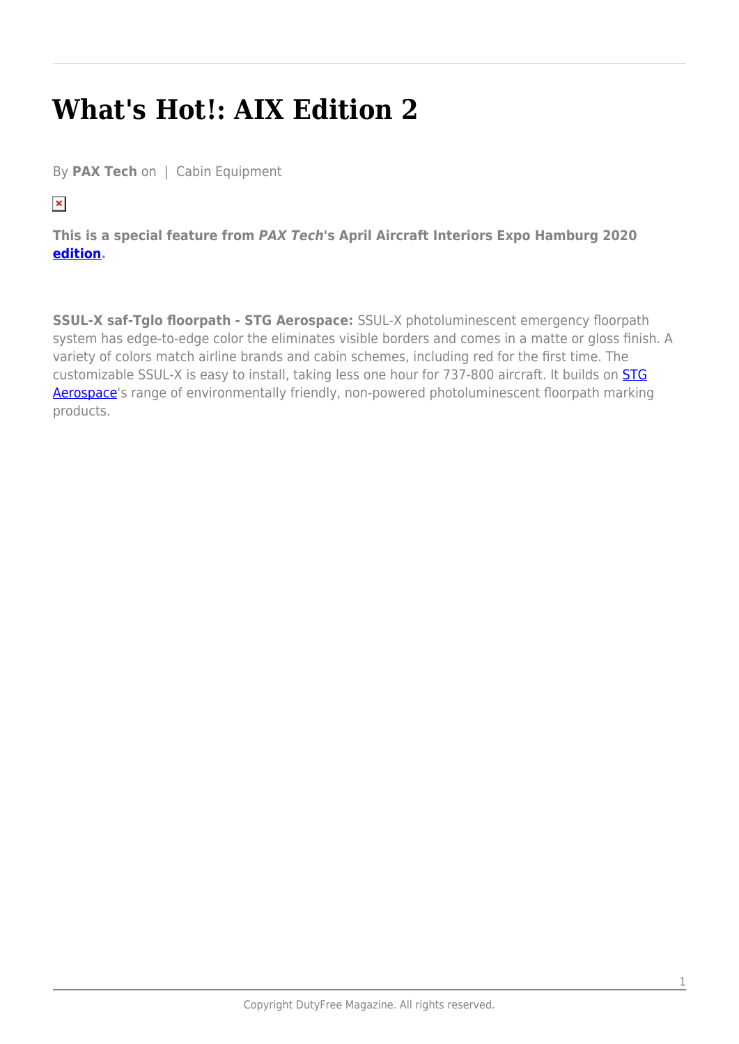# What's Hot!: AIX Edition 2

By **PAX Tech** on | Cabin Equipment

**This is a special feature from *PAX Tech*'s April Aircraft Interiors Expo Hamburg 2020 edition.**

**SSUL-X saf-Tglo floorpath - STG Aerospace:** SSUL-X photoluminescent emergency floorpath system has edge-to-edge color the eliminates visible borders and comes in a matte or gloss finish. A variety of colors match airline brands and cabin schemes, including red for the first time. The customizable SSUL-X is easy to install, taking less one hour for 737-800 aircraft. It builds on STG Aerospace's range of environmentally friendly, non-powered photoluminescent floorpath marking products.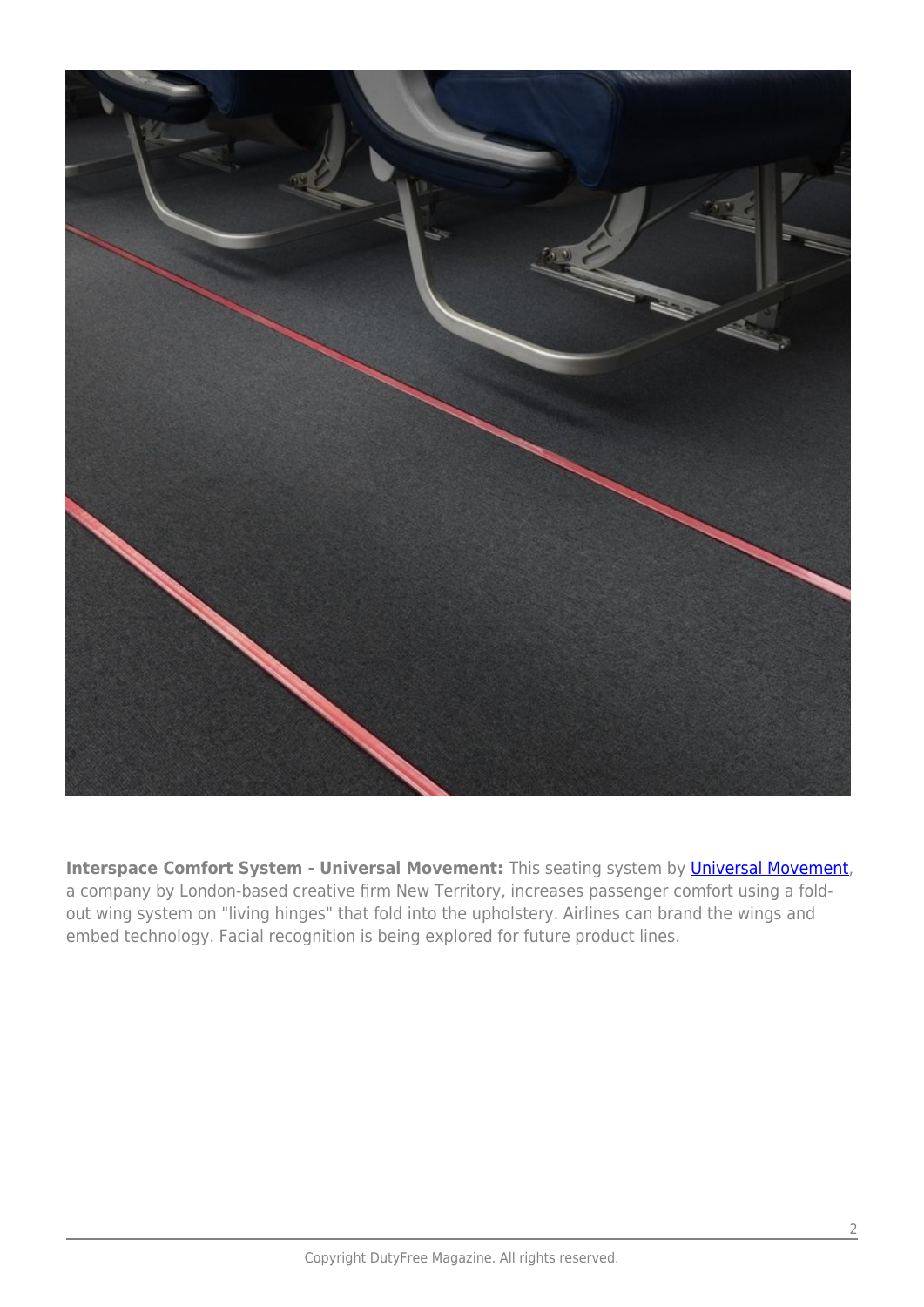**Interspace Comfort System - Universal Movement:** This seating system by Universal Movement, a company by London-based creative firm New Territory, increases passenger comfort using a fold-out wing system on "living hinges" that fold into the upholstery. Airlines can brand the wings and embed technology. Facial recognition is being explored for future product lines.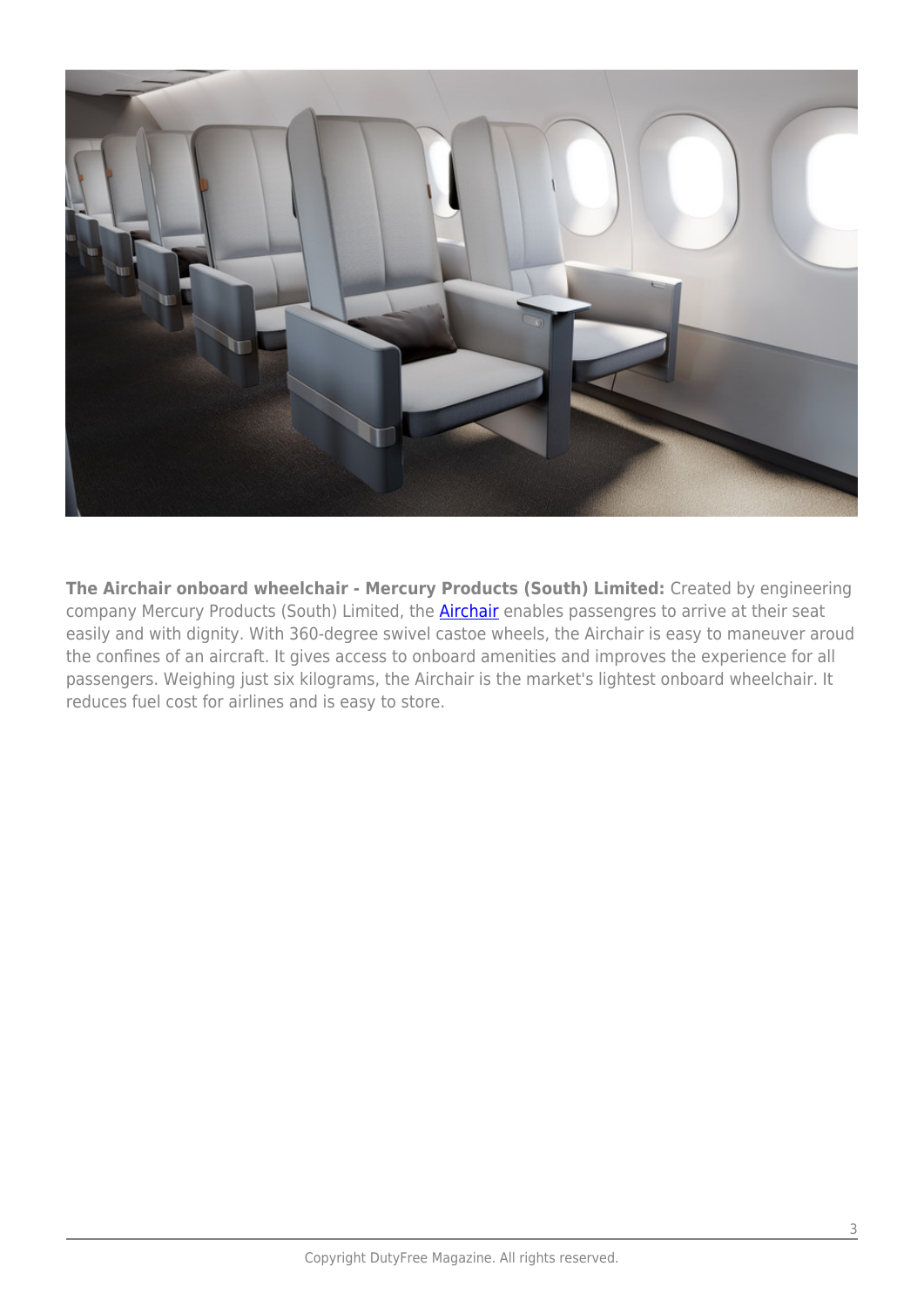**The Airchair onboard wheelchair - Mercury Products (South) Limited:** Created by engineering company Mercury Products (South) Limited, the Airchair enables passengres to arrive at their seat easily and with dignity. With 360-degree swivel castoe wheels, the Airchair is easy to maneuver aroud the confines of an aircraft. It gives access to onboard amenities and improves the experience for all passengers. Weighing just six kilograms, the Airchair is the market's lightest onboard wheelchair. It reduces fuel cost for airlines and is easy to store.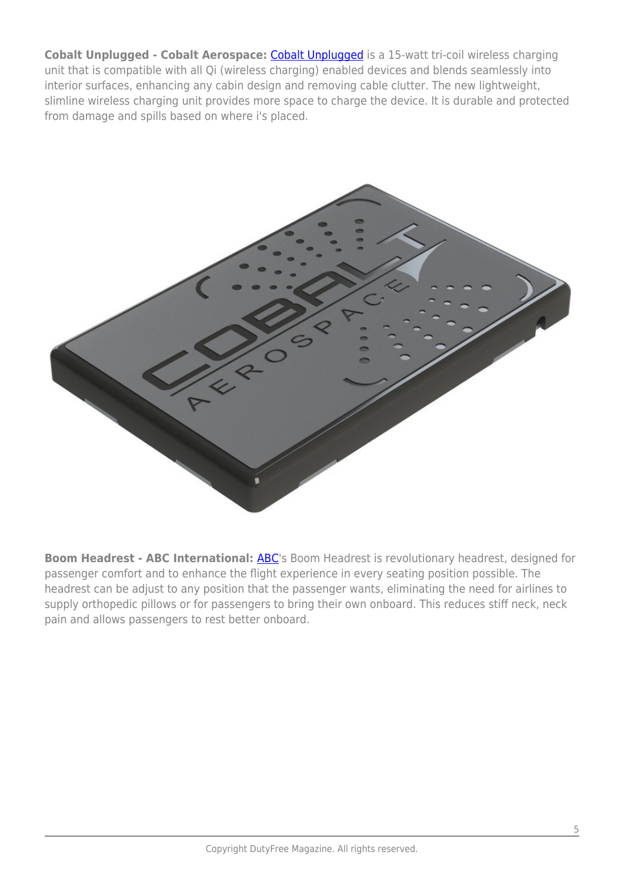**Cobalt Unplugged - Cobalt Aerospace:** Cobalt Unplugged is a 15-watt tri-coil wireless charging unit that is compatible with all Qi (wireless charging) enabled devices and blends seamlessly into interior surfaces, enhancing any cabin design and removing cable clutter. The new lightweight, slimline wireless charging unit provides more space to charge the device. It is durable and protected from damage and spills based on where i's placed.

**Boom Headrest - ABC International:** ABC's Boom Headrest is revolutionary headrest, designed for passenger comfort and to enhance the flight experience in every seating position possible. The headrest can be adjust to any position that the passenger wants, eliminating the need for airlines to supply orthopedic pillows or for passengers to bring their own onboard. This reduces stiff neck, neck pain and allows passengers to rest better onboard.